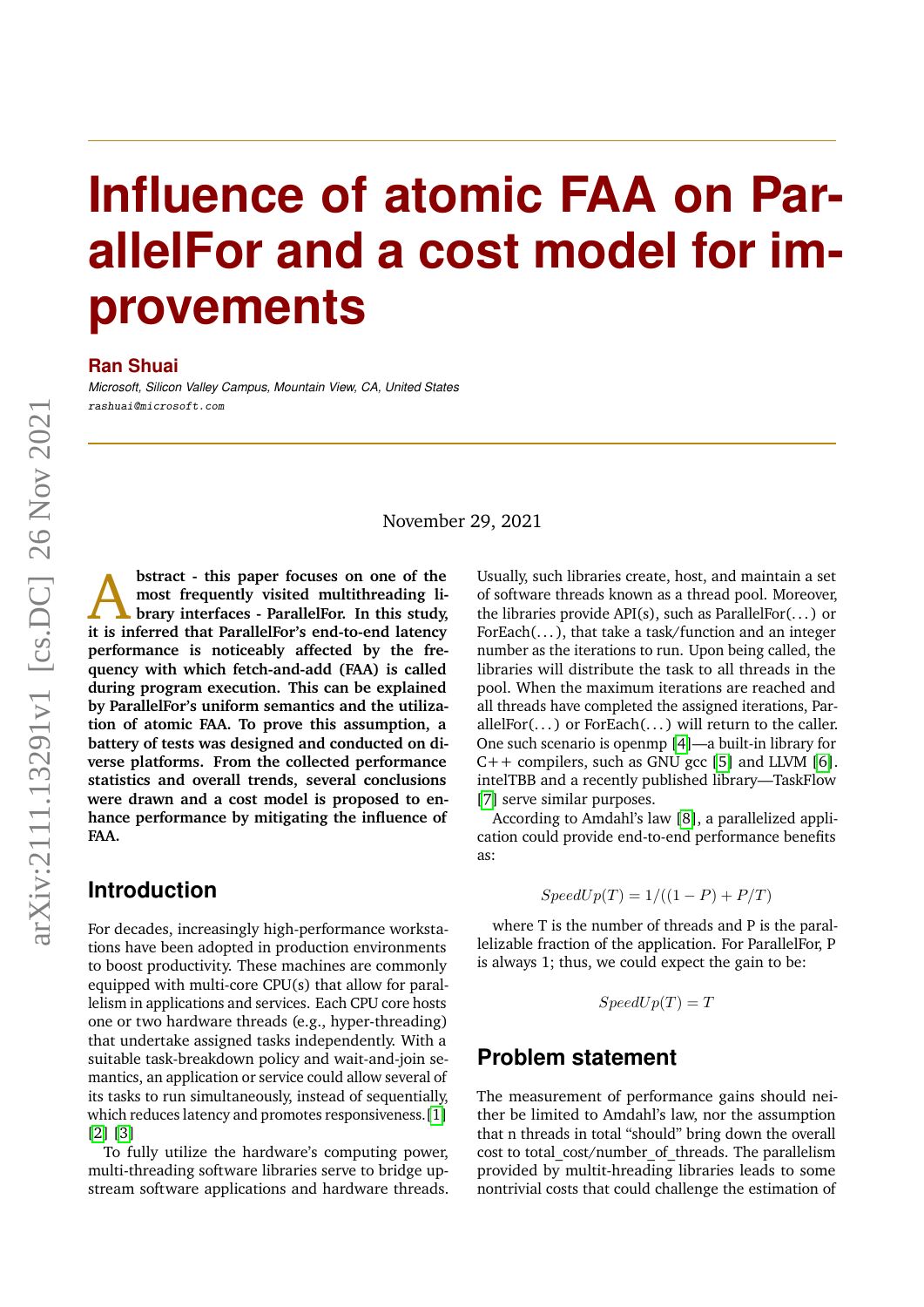# Influence of atomic FAA on ParallelFor and a cost model for improvements

**Ran Shuai**

*Microsoft, Silicon Valley Campus, Mountain View, CA, United States*

rashuai@microsoft.com

November 29, 2021

**Abstract - this paper focuses on one of the most frequently visited multithreading library interfaces - ParallelFor. In this study, it is inferred that ParallelFor's end-to-end latency performance is noticeably affected by the frequency with which fetch-and-add (FAA) is called during program execution. This can be explained by ParallelFor's uniform semantics and the utilization of atomic FAA. To prove this assumption, a battery of tests was designed and conducted on diverse platforms. From the collected performance statistics and overall trends, several conclusions were drawn and a cost model is proposed to enhance performance by mitigating the influence of FAA.**

## Introduction

For decades, increasingly high-performance workstations have been adopted in production environments to boost productivity. These machines are commonly equipped with multi-core CPU(s) that allow for parallelism in applications and services. Each CPU core hosts one or two hardware threads (e.g., hyper-threading) that undertake assigned tasks independently. With a suitable task-breakdown policy and wait-and-join semantics, an application or service could allow several of its tasks to run simultaneously, instead of sequentially, which reduces latency and promotes responsiveness. [1] [2] [3]

To fully utilize the hardware's computing power, multi-threading software libraries serve to bridge upstream software applications and hardware threads. Usually, such libraries create, host, and maintain a set of software threads known as a thread pool. Moreover, the libraries provide API(s), such as ParallelFor(...) or ForEach(...), that take a task/function and an integer number as the iterations to run. Upon being called, the libraries will distribute the task to all threads in the pool. When the maximum iterations are reached and all threads have completed the assigned iterations, ParallelFor(...) or ForEach(...) will return to the caller. One such scenario is openmp [4]—a built-in library for C++ compilers, such as GNU gcc [5] and LLVM [6]. intelTBB and a recently published library—TaskFlow [7] serve similar purposes.

According to Amdahl's law [8], a parallelized application could provide end-to-end performance benefits as:

$$SpeedUp(T) = 1/((1 - P) + P/T)$$

where T is the number of threads and P is the parallelizable fraction of the application. For ParallelFor, P is always 1; thus, we could expect the gain to be:

$$SpeedUp(T) = T$$

## Problem statement

The measurement of performance gains should neither be limited to Amdahl's law, nor the assumption that n threads in total "should" bring down the overall cost to total_cost/number_of_threads. The parallelism provided by multit-hreading libraries leads to some nontrivial costs that could challenge the estimation of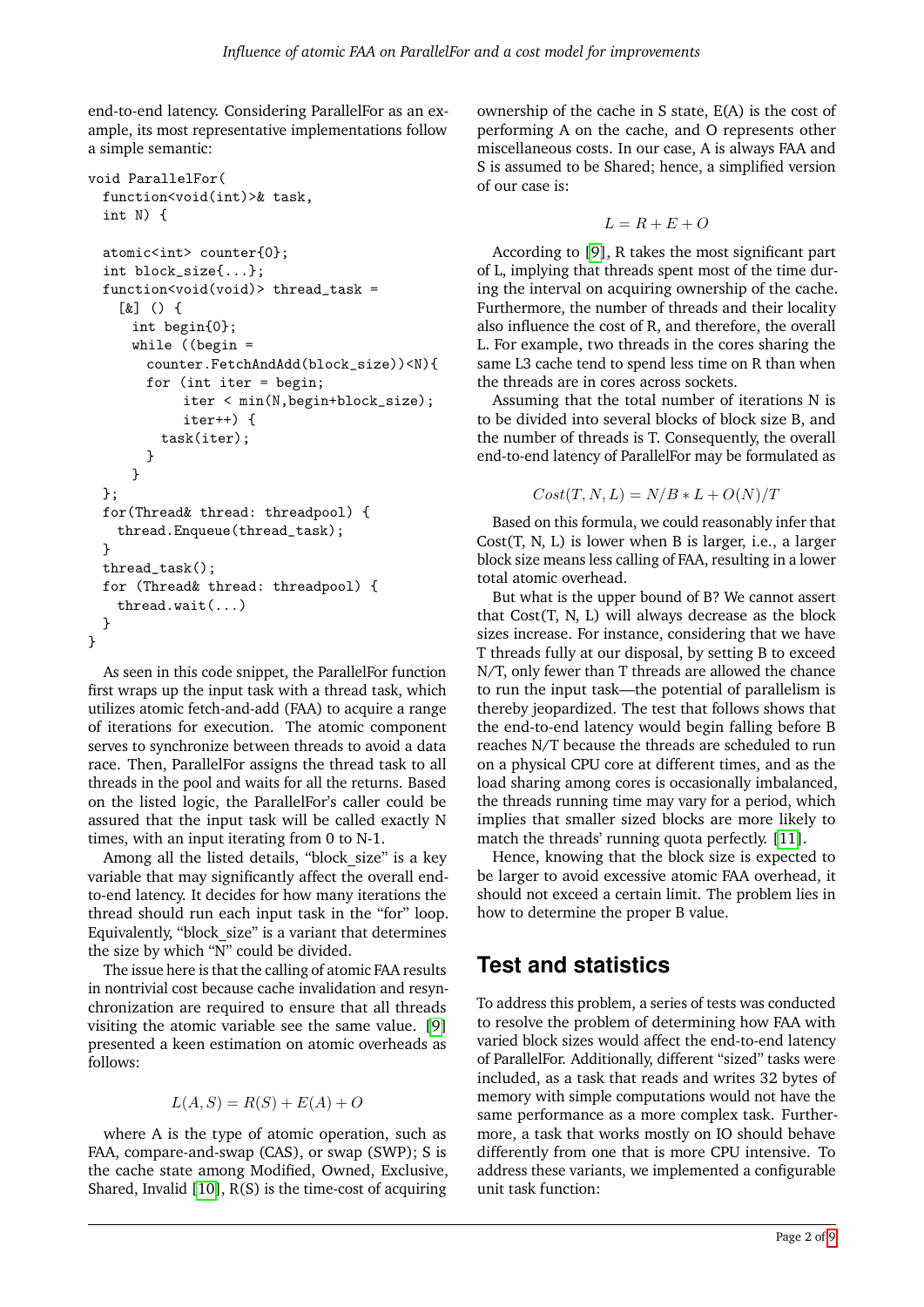end-to-end latency. Considering ParallelFor as an example, its most representative implementations follow a simple semantic:

```
void ParallelFor(
  function<void(int)>& task,
  int N) {

  atomic<int> counter{0};
  int block_size{...};
  function<void(void)> thread_task =
    [&] () {
      int begin{0};
      while ((begin =
        counter.FetchAndAdd(block_size))<N){
        for (int iter = begin;
             iter < min(N,begin+block_size);
             iter++) {
          task(iter);
        }
      }
  };
  for(Thread& thread: threadpool) {
    thread.Enqueue(thread_task);
  }
  thread_task();
  for (Thread& thread: threadpool) {
    thread.wait(...)
  }
}
```

As seen in this code snippet, the ParallelFor function first wraps up the input task with a thread task, which utilizes atomic fetch-and-add (FAA) to acquire a range of iterations for execution. The atomic component serves to synchronize between threads to avoid a data race. Then, ParallelFor assigns the thread task to all threads in the pool and waits for all the returns. Based on the listed logic, the ParallelFor's caller could be assured that the input task will be called exactly N times, with an input iterating from 0 to N-1.

Among all the listed details, "block_size" is a key variable that may significantly affect the overall end-to-end latency. It decides for how many iterations the thread should run each input task in the "for" loop. Equivalently, "block_size" is a variant that determines the size by which "N" could be divided.

The issue here is that the calling of atomic FAA results in nontrivial cost because cache invalidation and resynchronization are required to ensure that all threads visiting the atomic variable see the same value. [9] presented a keen estimation on atomic overheads as follows:

$$L(A, S) = R(S) + E(A) + O$$

where A is the type of atomic operation, such as FAA, compare-and-swap (CAS), or swap (SWP); S is the cache state among Modified, Owned, Exclusive, Shared, Invalid [10], R(S) is the time-cost of acquiring ownership of the cache in S state, E(A) is the cost of performing A on the cache, and O represents other miscellaneous costs. In our case, A is always FAA and S is assumed to be Shared; hence, a simplified version of our case is:

$$L = R + E + O$$

According to [9], R takes the most significant part of L, implying that threads spent most of the time during the interval on acquiring ownership of the cache. Furthermore, the number of threads and their locality also influence the cost of R, and therefore, the overall L. For example, two threads in the cores sharing the same L3 cache tend to spend less time on R than when the threads are in cores across sockets.

Assuming that the total number of iterations N is to be divided into several blocks of block size B, and the number of threads is T. Consequently, the overall end-to-end latency of ParallelFor may be formulated as

$$Cost(T, N, L) = N/B * L + O(N)/T$$

Based on this formula, we could reasonably infer that Cost(T, N, L) is lower when B is larger, i.e., a larger block size means less calling of FAA, resulting in a lower total atomic overhead.

But what is the upper bound of B? We cannot assert that Cost(T, N, L) will always decrease as the block sizes increase. For instance, considering that we have T threads fully at our disposal, by setting B to exceed N/T, only fewer than T threads are allowed the chance to run the input task—the potential of parallelism is thereby jeopardized. The test that follows shows that the end-to-end latency would begin falling before B reaches N/T because the threads are scheduled to run on a physical CPU core at different times, and as the load sharing among cores is occasionally imbalanced, the threads running time may vary for a period, which implies that smaller sized blocks are more likely to match the threads' running quota perfectly. [11].

Hence, knowing that the block size is expected to be larger to avoid excessive atomic FAA overhead, it should not exceed a certain limit. The problem lies in how to determine the proper B value.

## Test and statistics

To address this problem, a series of tests was conducted to resolve the problem of determining how FAA with varied block sizes would affect the end-to-end latency of ParallelFor. Additionally, different "sized" tasks were included, as a task that reads and writes 32 bytes of memory with simple computations would not have the same performance as a more complex task. Furthermore, a task that works mostly on IO should behave differently from one that is more CPU intensive. To address these variants, we implemented a configurable unit task function: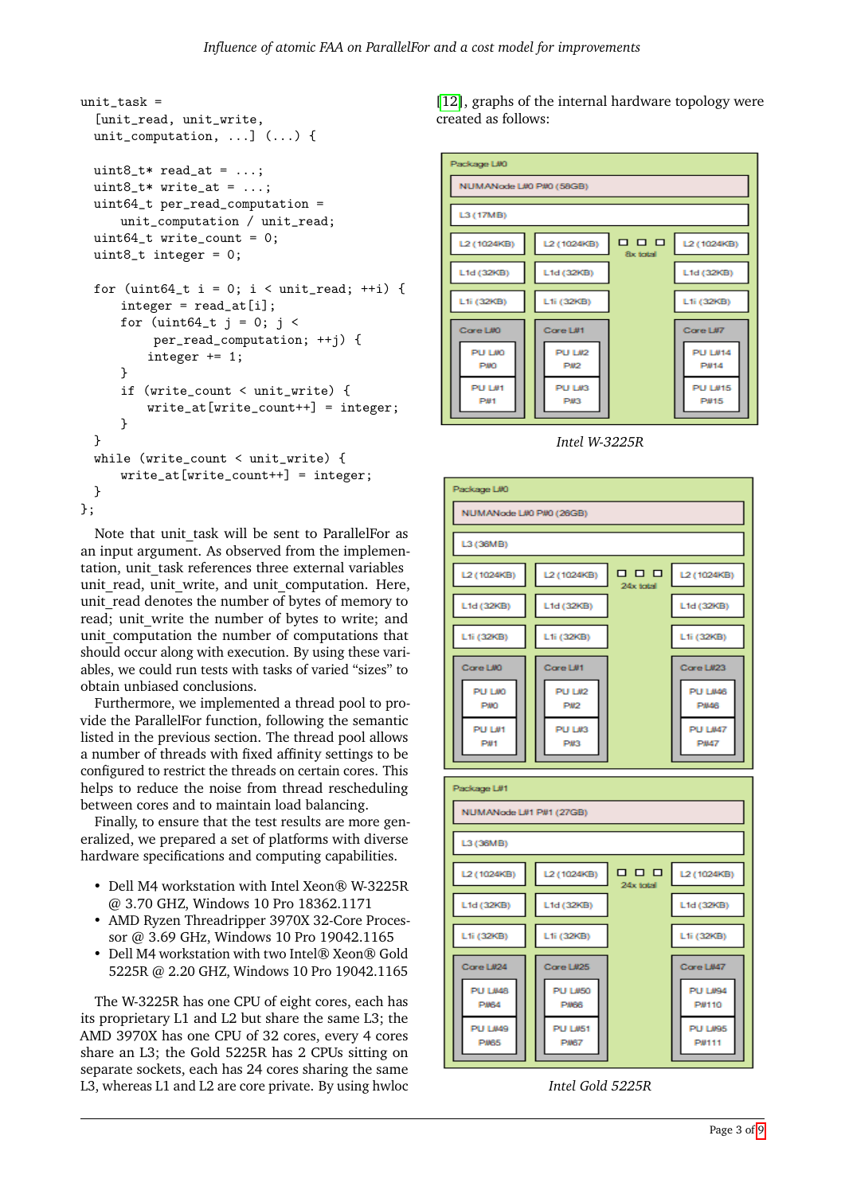```
unit_task =
  [unit_read, unit_write,
  unit_computation, ...] (...) {

  uint8_t* read_at = ...;
  uint8_t* write_at = ...;
  uint64_t per_read_computation =
      unit_computation / unit_read;
  uint64_t write_count = 0;
  uint8_t integer = 0;

  for (uint64_t i = 0; i < unit_read; ++i) {
      integer = read_at[i];
      for (uint64_t j = 0; j <
           per_read_computation; ++j) {
          integer += 1;
      }
      if (write_count < unit_write) {
          write_at[write_count++] = integer;
      }
  }
  while (write_count < unit_write) {
      write_at[write_count++] = integer;
  }
};
```

Note that unit_task will be sent to ParallelFor as an input argument. As observed from the implementation, unit_task references three external variables unit_read, unit_write, and unit_computation. Here, unit_read denotes the number of bytes of memory to read; unit_write the number of bytes to write; and unit_computation the number of computations that should occur along with execution. By using these variables, we could run tests with tasks of varied "sizes" to obtain unbiased conclusions.

Furthermore, we implemented a thread pool to provide the ParallelFor function, following the semantic listed in the previous section. The thread pool allows a number of threads with fixed affinity settings to be configured to restrict the threads on certain cores. This helps to reduce the noise from thread rescheduling between cores and to maintain load balancing.

Finally, to ensure that the test results are more generalized, we prepared a set of platforms with diverse hardware specifications and computing capabilities.

- Dell M4 workstation with Intel Xeon® W-3225R @ 3.70 GHZ, Windows 10 Pro 18362.1171
- AMD Ryzen Threadripper 3970X 32-Core Processor @ 3.69 GHz, Windows 10 Pro 19042.1165
- Dell M4 workstation with two Intel® Xeon® Gold 5225R @ 2.20 GHZ, Windows 10 Pro 19042.1165

The W-3225R has one CPU of eight cores, each has its proprietary L1 and L2 but share the same L3; the AMD 3970X has one CPU of 32 cores, every 4 cores share an L3; the Gold 5225R has 2 CPUs sitting on separate sockets, each has 24 cores sharing the same L3, whereas L1 and L2 are core private. By using hwloc [12], graphs of the internal hardware topology were created as follows:

*Intel W-3225R*

*Intel Gold 5225R*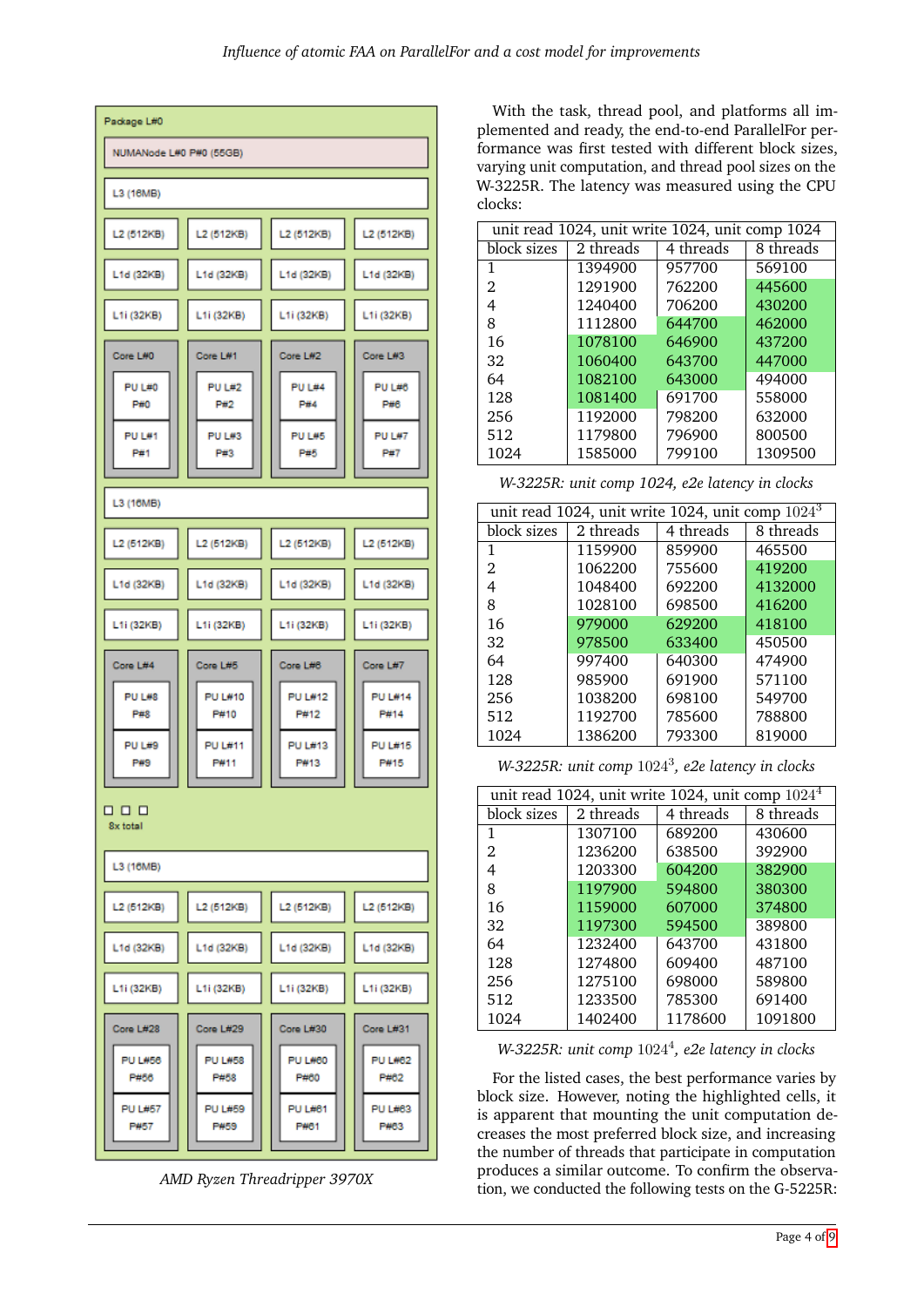AMD Ryzen Threadripper 3970X

With the task, thread pool, and platforms all implemented and ready, the end-to-end ParallelFor performance was first tested with different block sizes, varying unit computation, and thread pool sizes on the W-3225R. The latency was measured using the CPU clocks:

| unit read 1024, unit write 1024, unit comp 1024 | | | |
|---|---|---|---|
| block sizes | 2 threads | 4 threads | 8 threads |
| 1 | 1394900 | 957700 | 569100 |
| 2 | 1291900 | 762200 | 445600 |
| 4 | 1240400 | 706200 | 430200 |
| 8 | 1112800 | 644700 | 462000 |
| 16 | 1078100 | 646900 | 437200 |
| 32 | 1060400 | 643700 | 447000 |
| 64 | 1082100 | 643000 | 494000 |
| 128 | 1081400 | 691700 | 558000 |
| 256 | 1192000 | 798200 | 632000 |
| 512 | 1179800 | 796900 | 800500 |
| 1024 | 1585000 | 799100 | 1309500 |

*W-3225R: unit comp 1024, e2e latency in clocks*

| unit read 1024, unit write 1024, unit comp $1024^3$ | | | |
|---|---|---|---|
| block sizes | 2 threads | 4 threads | 8 threads |
| 1 | 1159900 | 859900 | 465500 |
| 2 | 1062200 | 755600 | 419200 |
| 4 | 1048400 | 692200 | 4132000 |
| 8 | 1028100 | 698500 | 416200 |
| 16 | 979000 | 629200 | 418100 |
| 32 | 978500 | 633400 | 450500 |
| 64 | 997400 | 640300 | 474900 |
| 128 | 985900 | 691900 | 571100 |
| 256 | 1038200 | 698100 | 549700 |
| 512 | 1192700 | 785600 | 788800 |
| 1024 | 1386200 | 793300 | 819000 |

*W-3225R: unit comp $1024^3$, e2e latency in clocks*

| unit read 1024, unit write 1024, unit comp $1024^4$ | | | |
|---|---|---|---|
| block sizes | 2 threads | 4 threads | 8 threads |
| 1 | 1307100 | 689200 | 430600 |
| 2 | 1236200 | 638500 | 392900 |
| 4 | 1203300 | 604200 | 382900 |
| 8 | 1197900 | 594800 | 380300 |
| 16 | 1159000 | 607000 | 374800 |
| 32 | 1197300 | 594500 | 389800 |
| 64 | 1232400 | 643700 | 431800 |
| 128 | 1274800 | 609400 | 487100 |
| 256 | 1275100 | 698000 | 589800 |
| 512 | 1233500 | 785300 | 691400 |
| 1024 | 1402400 | 1178600 | 1091800 |

*W-3225R: unit comp $1024^4$, e2e latency in clocks*

For the listed cases, the best performance varies by block size. However, noting the highlighted cells, it is apparent that mounting the unit computation decreases the most preferred block size, and increasing the number of threads that participate in computation produces a similar outcome. To confirm the observation, we conducted the following tests on the G-5225R: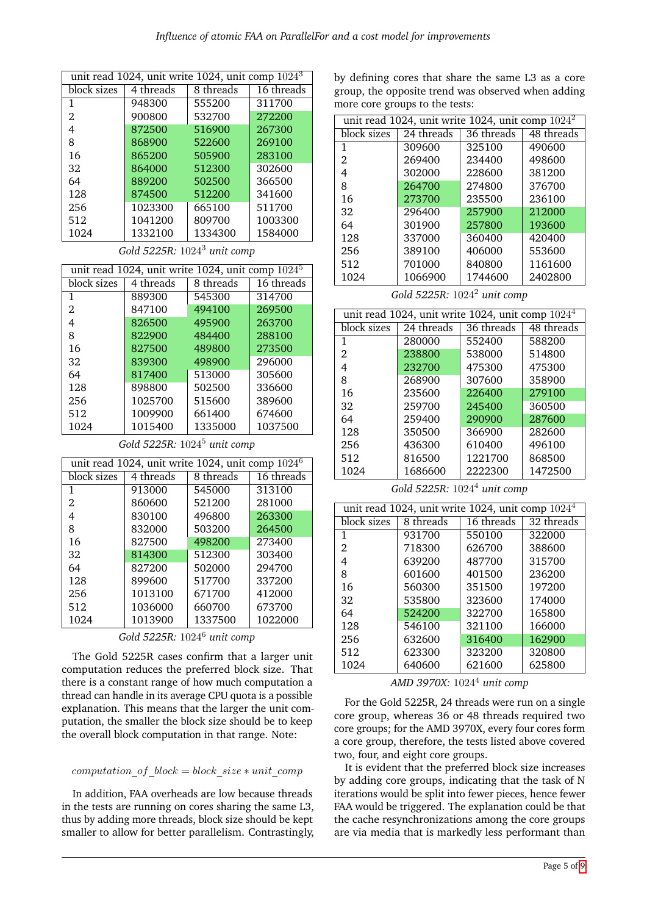| unit read 1024, unit write 1024, unit comp $1024^3$ | | | |
|---|---|---|---|
| block sizes | 4 threads | 8 threads | 16 threads |
| 1 | 948300 | 555200 | 311700 |
| 2 | 900800 | 532700 | 272200 |
| 4 | 872500 | 516900 | 267300 |
| 8 | 868900 | 522600 | 269100 |
| 16 | 865200 | 505900 | 283100 |
| 32 | 864000 | 512300 | 302600 |
| 64 | 889200 | 502500 | 366500 |
| 128 | 874500 | 512200 | 341600 |
| 256 | 1023300 | 665100 | 511700 |
| 512 | 1041200 | 809700 | 1003300 |
| 1024 | 1332100 | 1334300 | 1584000 |

*Gold 5225R: $1024^3$ unit comp*

| unit read 1024, unit write 1024, unit comp $1024^5$ | | | |
|---|---|---|---|
| block sizes | 4 threads | 8 threads | 16 threads |
| 1 | 889300 | 545300 | 314700 |
| 2 | 847100 | 494100 | 269500 |
| 4 | 826500 | 495900 | 263700 |
| 8 | 822900 | 484400 | 288100 |
| 16 | 827500 | 489800 | 273500 |
| 32 | 839300 | 498900 | 296000 |
| 64 | 817400 | 513000 | 305600 |
| 128 | 898800 | 502500 | 336600 |
| 256 | 1025700 | 515600 | 389600 |
| 512 | 1009900 | 661400 | 674600 |
| 1024 | 1015400 | 1335000 | 1037500 |

*Gold 5225R: $1024^5$ unit comp*

| unit read 1024, unit write 1024, unit comp $1024^6$ | | | |
|---|---|---|---|
| block sizes | 4 threads | 8 threads | 16 threads |
| 1 | 913000 | 545000 | 313100 |
| 2 | 860600 | 521200 | 281000 |
| 4 | 830100 | 496800 | 263300 |
| 8 | 832000 | 503200 | 264500 |
| 16 | 827500 | 498200 | 273400 |
| 32 | 814300 | 512300 | 303400 |
| 64 | 827200 | 502000 | 294700 |
| 128 | 899600 | 517700 | 337200 |
| 256 | 1013100 | 671700 | 412000 |
| 512 | 1036000 | 660700 | 673700 |
| 1024 | 1013900 | 1337500 | 1022000 |

*Gold 5225R: $1024^6$ unit comp*

The Gold 5225R cases confirm that a larger unit computation reduces the preferred block size. That there is a constant range of how much computation a thread can handle in its average CPU quota is a possible explanation. This means that the larger the unit computation, the smaller the block size should be to keep the overall block computation in that range. Note:

$$computation\_of\_block = block\_size * unit\_comp$$

In addition, FAA overheads are low because threads in the tests are running on cores sharing the same L3, thus by adding more threads, block size should be kept smaller to allow for better parallelism. Contrastingly, by defining cores that share the same L3 as a core group, the opposite trend was observed when adding more core groups to the tests:

| unit read 1024, unit write 1024, unit comp $1024^2$ | | | |
|---|---|---|---|
| block sizes | 24 threads | 36 threads | 48 threads |
| 1 | 309600 | 325100 | 490600 |
| 2 | 269400 | 234400 | 498600 |
| 4 | 302000 | 228600 | 381200 |
| 8 | 264700 | 274800 | 376700 |
| 16 | 273700 | 235500 | 236100 |
| 32 | 296400 | 257900 | 212000 |
| 64 | 301900 | 257800 | 193600 |
| 128 | 337000 | 360400 | 420400 |
| 256 | 389100 | 406000 | 553600 |
| 512 | 701000 | 840800 | 1161600 |
| 1024 | 1066900 | 1744600 | 2402800 |

*Gold 5225R: $1024^2$ unit comp*

| unit read 1024, unit write 1024, unit comp $1024^4$ | | | |
|---|---|---|---|
| block sizes | 24 threads | 36 threads | 48 threads |
| 1 | 280000 | 552400 | 588200 |
| 2 | 238800 | 538000 | 514800 |
| 4 | 232700 | 475300 | 475300 |
| 8 | 268900 | 307600 | 358900 |
| 16 | 235600 | 226400 | 279100 |
| 32 | 259700 | 245400 | 360500 |
| 64 | 259400 | 290900 | 287600 |
| 128 | 350500 | 366900 | 282600 |
| 256 | 436300 | 610400 | 496100 |
| 512 | 816500 | 1221700 | 868500 |
| 1024 | 1686600 | 2222300 | 1472500 |

*Gold 5225R: $1024^4$ unit comp*

| unit read 1024, unit write 1024, unit comp $1024^4$ | | | |
|---|---|---|---|
| block sizes | 8 threads | 16 threads | 32 threads |
| 1 | 931700 | 550100 | 322000 |
| 2 | 718300 | 626700 | 388600 |
| 4 | 639200 | 487700 | 315700 |
| 8 | 601600 | 401500 | 236200 |
| 16 | 560300 | 351500 | 197200 |
| 32 | 535800 | 323600 | 174000 |
| 64 | 524200 | 322700 | 165800 |
| 128 | 546100 | 321100 | 166000 |
| 256 | 632600 | 316400 | 162900 |
| 512 | 623300 | 323200 | 320800 |
| 1024 | 640600 | 621600 | 625800 |

*AMD 3970X: $1024^4$ unit comp*

For the Gold 5225R, 24 threads were run on a single core group, whereas 36 or 48 threads required two core groups; for the AMD 3970X, every four cores form a core group, therefore, the tests listed above covered two, four, and eight core groups.

It is evident that the preferred block size increases by adding core groups, indicating that the task of N iterations would be split into fewer pieces, hence fewer FAA would be triggered. The explanation could be that the cache resynchronizations among the core groups are via media that is markedly less performant than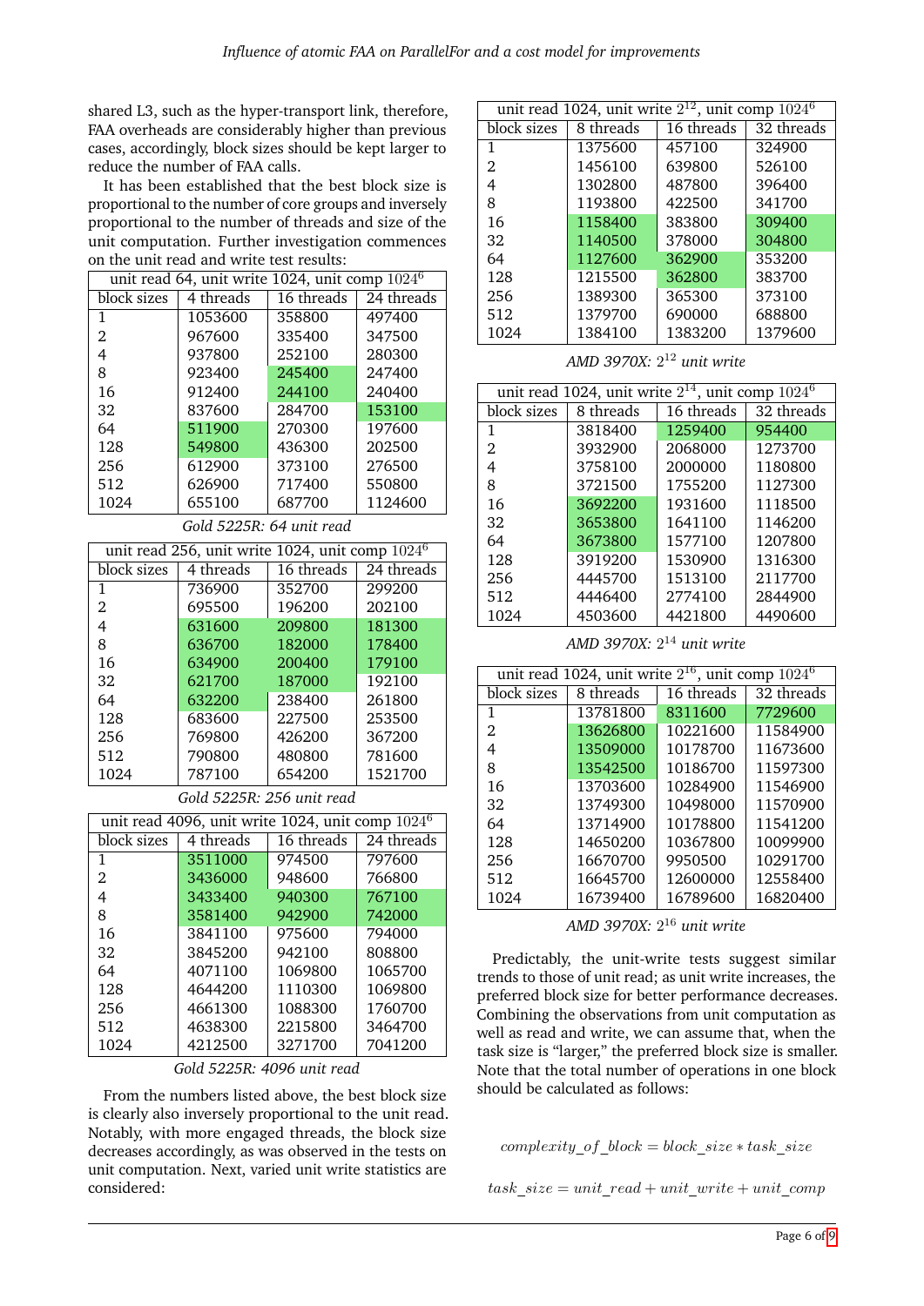shared L3, such as the hyper-transport link, therefore, FAA overheads are considerably higher than previous cases, accordingly, block sizes should be kept larger to reduce the number of FAA calls.

It has been established that the best block size is proportional to the number of core groups and inversely proportional to the number of threads and size of the unit computation. Further investigation commences on the unit read and write test results:

| unit read 64, unit write 1024, unit comp $1024^6$ | | | |
|---|---|---|---|
| block sizes | 4 threads | 16 threads | 24 threads |
| 1 | 1053600 | 358800 | 497400 |
| 2 | 967600 | 335400 | 347500 |
| 4 | 937800 | 252100 | 280300 |
| 8 | 923400 | 245400 | 247400 |
| 16 | 912400 | 244100 | 240400 |
| 32 | 837600 | 284700 | 153100 |
| 64 | 511900 | 270300 | 197600 |
| 128 | 549800 | 436300 | 202500 |
| 256 | 612900 | 373100 | 276500 |
| 512 | 626900 | 717400 | 550800 |
| 1024 | 655100 | 687700 | 1124600 |

*Gold 5225R: 64 unit read*

| unit read 256, unit write 1024, unit comp $1024^6$ | | | |
|---|---|---|---|
| block sizes | 4 threads | 16 threads | 24 threads |
| 1 | 736900 | 352700 | 299200 |
| 2 | 695500 | 196200 | 202100 |
| 4 | 631600 | 209800 | 181300 |
| 8 | 636700 | 182000 | 178400 |
| 16 | 634900 | 200400 | 179100 |
| 32 | 621700 | 187000 | 192100 |
| 64 | 632200 | 238400 | 261800 |
| 128 | 683600 | 227500 | 253500 |
| 256 | 769800 | 426200 | 367200 |
| 512 | 790800 | 480800 | 781600 |
| 1024 | 787100 | 654200 | 1521700 |

*Gold 5225R: 256 unit read*

| unit read 4096, unit write 1024, unit comp $1024^6$ | | | |
|---|---|---|---|
| block sizes | 4 threads | 16 threads | 24 threads |
| 1 | 3511000 | 974500 | 797600 |
| 2 | 3436000 | 948600 | 766800 |
| 4 | 3433400 | 940300 | 767100 |
| 8 | 3581400 | 942900 | 742000 |
| 16 | 3841100 | 975600 | 794000 |
| 32 | 3845200 | 942100 | 808800 |
| 64 | 4071100 | 1069800 | 1065700 |
| 128 | 4644200 | 1110300 | 1069800 |
| 256 | 4661300 | 1088300 | 1760700 |
| 512 | 4638300 | 2215800 | 3464700 |
| 1024 | 4212500 | 3271700 | 7041200 |

*Gold 5225R: 4096 unit read*

From the numbers listed above, the best block size is clearly also inversely proportional to the unit read. Notably, with more engaged threads, the block size decreases accordingly, as was observed in the tests on unit computation. Next, varied unit write statistics are considered:

| unit read 1024, unit write $2^{12}$, unit comp $1024^6$ | | | |
|---|---|---|---|
| block sizes | 8 threads | 16 threads | 32 threads |
| 1 | 1375600 | 457100 | 324900 |
| 2 | 1456100 | 639800 | 526100 |
| 4 | 1302800 | 487800 | 396400 |
| 8 | 1193800 | 422500 | 341700 |
| 16 | 1158400 | 383800 | 309400 |
| 32 | 1140500 | 378000 | 304800 |
| 64 | 1127600 | 362900 | 353200 |
| 128 | 1215500 | 362800 | 383700 |
| 256 | 1389300 | 365300 | 373100 |
| 512 | 1379700 | 690000 | 688800 |
| 1024 | 1384100 | 1383200 | 1379600 |

*AMD 3970X: $2^{12}$ unit write*

| unit read 1024, unit write $2^{14}$, unit comp $1024^6$ | | | |
|---|---|---|---|
| block sizes | 8 threads | 16 threads | 32 threads |
| 1 | 3818400 | 1259400 | 954400 |
| 2 | 3932900 | 2068000 | 1273700 |
| 4 | 3758100 | 2000000 | 1180800 |
| 8 | 3721500 | 1755200 | 1127300 |
| 16 | 3692200 | 1931600 | 1118500 |
| 32 | 3653800 | 1641100 | 1146200 |
| 64 | 3673800 | 1577100 | 1207800 |
| 128 | 3919200 | 1530900 | 1316300 |
| 256 | 4445700 | 1513100 | 2117700 |
| 512 | 4446400 | 2774100 | 2844900 |
| 1024 | 4503600 | 4421800 | 4490600 |

*AMD 3970X: $2^{14}$ unit write*

| unit read 1024, unit write $2^{16}$, unit comp $1024^6$ | | | |
|---|---|---|---|
| block sizes | 8 threads | 16 threads | 32 threads |
| 1 | 13781800 | 8311600 | 7729600 |
| 2 | 13626800 | 10221600 | 11584900 |
| 4 | 13509000 | 10178700 | 11673600 |
| 8 | 13542500 | 10186700 | 11597300 |
| 16 | 13703600 | 10284900 | 11546900 |
| 32 | 13749300 | 10498000 | 11570900 |
| 64 | 13714900 | 10178800 | 11541200 |
| 128 | 14650200 | 10367800 | 10099900 |
| 256 | 16670700 | 9950500 | 10291700 |
| 512 | 16645700 | 12600000 | 12558400 |
| 1024 | 16739400 | 16789600 | 16820400 |

*AMD 3970X: $2^{16}$ unit write*

Predictably, the unit-write tests suggest similar trends to those of unit read; as unit write increases, the preferred block size for better performance decreases. Combining the observations from unit computation as well as read and write, we can assume that, when the task size is "larger," the preferred block size is smaller. Note that the total number of operations in one block should be calculated as follows:

$$complexity\_of\_block = block\_size * task\_size$$

$$task\_size = unit\_read + unit\_write + unit\_comp$$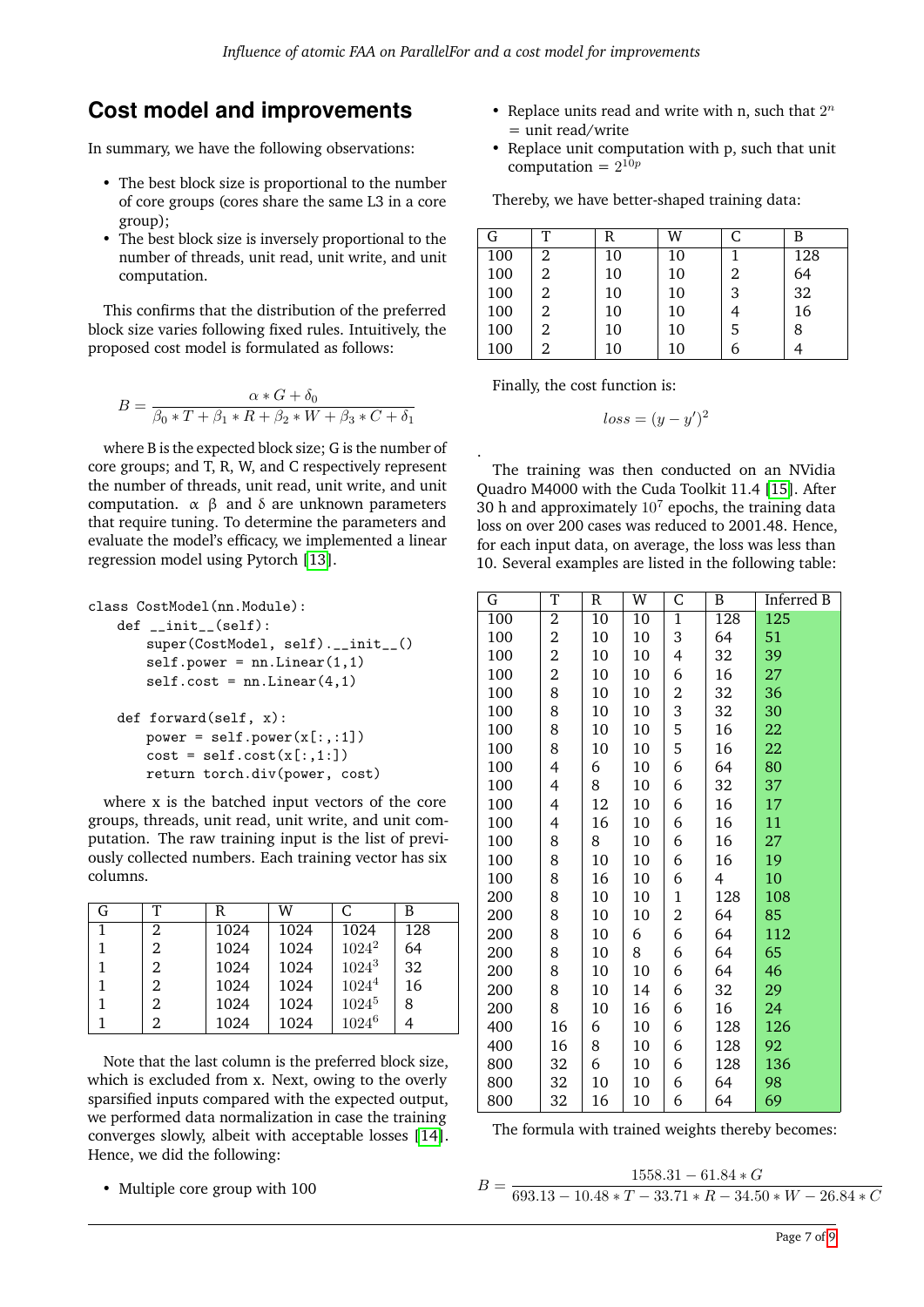## Cost model and improvements

In summary, we have the following observations:

- The best block size is proportional to the number of core groups (cores share the same L3 in a core group);
- The best block size is inversely proportional to the number of threads, unit read, unit write, and unit computation.

This confirms that the distribution of the preferred block size varies following fixed rules. Intuitively, the proposed cost model is formulated as follows:

$$B = \frac{\alpha * G + \delta_0}{\beta_0 * T + \beta_1 * R + \beta_2 * W + \beta_3 * C + \delta_1}$$

where B is the expected block size; G is the number of core groups; and T, R, W, and C respectively represent the number of threads, unit read, unit write, and unit computation. $\alpha$ $\beta$ and $\delta$ are unknown parameters that require tuning. To determine the parameters and evaluate the model's efficacy, we implemented a linear regression model using Pytorch [13].

```
class CostModel(nn.Module):
    def __init__(self):
        super(CostModel, self).__init__()
        self.power = nn.Linear(1,1)
        self.cost = nn.Linear(4,1)

    def forward(self, x):
        power = self.power(x[:,:1])
        cost = self.cost(x[:,1:])
        return torch.div(power, cost)
```

where x is the batched input vectors of the core groups, threads, unit read, unit write, and unit computation. The raw training input is the list of previously collected numbers. Each training vector has six columns.

| G | T | R | W | C | B |
|---|---|---|---|---|---|
| 1 | 2 | 1024 | 1024 | 1024 | 128 |
| 1 | 2 | 1024 | 1024 | $1024^2$ | 64 |
| 1 | 2 | 1024 | 1024 | $1024^3$ | 32 |
| 1 | 2 | 1024 | 1024 | $1024^4$ | 16 |
| 1 | 2 | 1024 | 1024 | $1024^5$ | 8 |
| 1 | 2 | 1024 | 1024 | $1024^6$ | 4 |

Note that the last column is the preferred block size, which is excluded from x. Next, owing to the overly sparsified inputs compared with the expected output, we performed data normalization in case the training converges slowly, albeit with acceptable losses [14]. Hence, we did the following:

- Multiple core group with 100
- Replace units read and write with n, such that $2^n$ = unit read/write
- Replace unit computation with p, such that unit computation = $2^{10p}$

Thereby, we have better-shaped training data:

| G | T | R | W | C | B |
|---|---|---|---|---|---|
| 100 | 2 | 10 | 10 | 1 | 128 |
| 100 | 2 | 10 | 10 | 2 | 64 |
| 100 | 2 | 10 | 10 | 3 | 32 |
| 100 | 2 | 10 | 10 | 4 | 16 |
| 100 | 2 | 10 | 10 | 5 | 8 |
| 100 | 2 | 10 | 10 | 6 | 4 |

Finally, the cost function is:

$$loss = (y - y')^2$$

.

The training was then conducted on an NVidia Quadro M4000 with the Cuda Toolkit 11.4 [15]. After 30 h and approximately $10^7$ epochs, the training data loss on over 200 cases was reduced to 2001.48. Hence, for each input data, on average, the loss was less than 10. Several examples are listed in the following table:

| G | T | R | W | C | B | Inferred B |
|---|---|---|---|---|---|---|
| 100 | 2 | 10 | 10 | 1 | 128 | 125 |
| 100 | 2 | 10 | 10 | 3 | 64 | 51 |
| 100 | 2 | 10 | 10 | 4 | 32 | 39 |
| 100 | 2 | 10 | 10 | 6 | 16 | 27 |
| 100 | 8 | 10 | 10 | 2 | 32 | 36 |
| 100 | 8 | 10 | 10 | 3 | 32 | 30 |
| 100 | 8 | 10 | 10 | 5 | 16 | 22 |
| 100 | 8 | 10 | 10 | 5 | 16 | 22 |
| 100 | 4 | 6 | 10 | 6 | 64 | 80 |
| 100 | 4 | 8 | 10 | 6 | 32 | 37 |
| 100 | 4 | 12 | 10 | 6 | 16 | 17 |
| 100 | 4 | 16 | 10 | 6 | 16 | 11 |
| 100 | 8 | 8 | 10 | 6 | 16 | 27 |
| 100 | 8 | 10 | 10 | 6 | 16 | 19 |
| 100 | 8 | 16 | 10 | 6 | 4 | 10 |
| 200 | 8 | 10 | 10 | 1 | 128 | 108 |
| 200 | 8 | 10 | 10 | 2 | 64 | 85 |
| 200 | 8 | 10 | 6 | 6 | 64 | 112 |
| 200 | 8 | 10 | 8 | 6 | 64 | 65 |
| 200 | 8 | 10 | 10 | 6 | 64 | 46 |
| 200 | 8 | 10 | 14 | 6 | 32 | 29 |
| 200 | 8 | 10 | 16 | 6 | 16 | 24 |
| 400 | 16 | 6 | 10 | 6 | 128 | 126 |
| 400 | 16 | 8 | 10 | 6 | 128 | 92 |
| 800 | 32 | 6 | 10 | 6 | 128 | 136 |
| 800 | 32 | 10 | 10 | 6 | 64 | 98 |
| 800 | 32 | 16 | 10 | 6 | 64 | 69 |

The formula with trained weights thereby becomes:

$$B = \frac{1558.31 - 61.84 * G}{693.13 - 10.48 * T - 33.71 * R - 34.50 * W - 26.84 * C}$$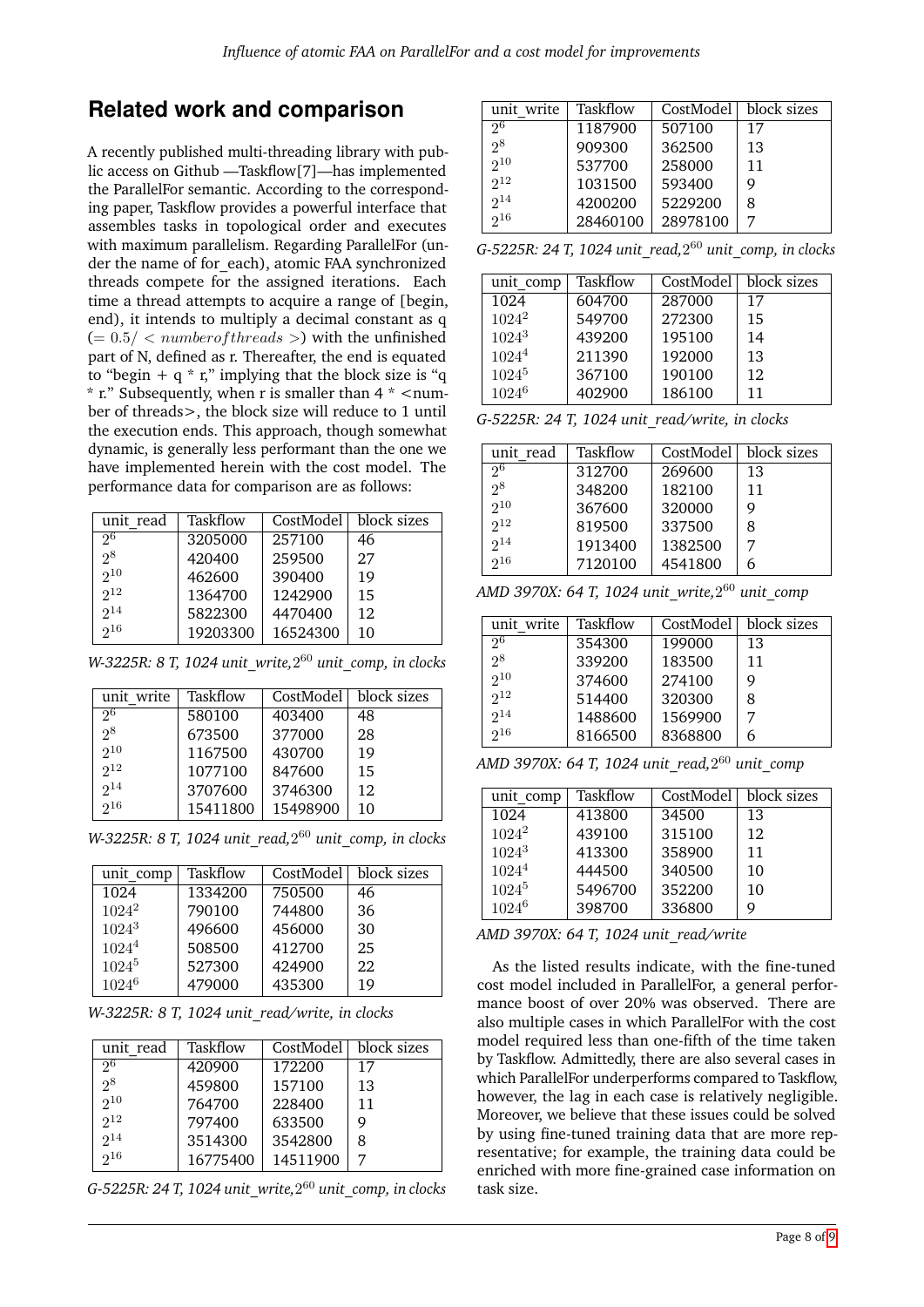## Related work and comparison

A recently published multi-threading library with public access on Github —Taskflow[7]—has implemented the ParallelFor semantic. According to the corresponding paper, Taskflow provides a powerful interface that assembles tasks in topological order and executes with maximum parallelism. Regarding ParallelFor (under the name of for_each), atomic FAA synchronized threads compete for the assigned iterations. Each time a thread attempts to acquire a range of [begin, end), it intends to multiply a decimal constant as q ($= 0.5/ < numberofthreads >$) with the unfinished part of N, defined as r. Thereafter, the end is equated to "begin + q * r," implying that the block size is "q * r." Subsequently, when r is smaller than 4 * <number of threads>, the block size will reduce to 1 until the execution ends. This approach, though somewhat dynamic, is generally less performant than the one we have implemented herein with the cost model. The performance data for comparison are as follows:

| unit_read | Taskflow | CostModel | block sizes |
|---|---|---|---|
| $2^6$ | 3205000 | 257100 | 46 |
| $2^8$ | 420400 | 259500 | 27 |
| $2^{10}$ | 462600 | 390400 | 19 |
| $2^{12}$ | 1364700 | 1242900 | 15 |
| $2^{14}$ | 5822300 | 4470400 | 12 |
| $2^{16}$ | 19203300 | 16524300 | 10 |

*W-3225R: 8 T, 1024 unit_write, $2^{60}$ unit_comp, in clocks*

| unit_write | Taskflow | CostModel | block sizes |
|---|---|---|---|
| $2^6$ | 580100 | 403400 | 48 |
| $2^8$ | 673500 | 377000 | 28 |
| $2^{10}$ | 1167500 | 430700 | 19 |
| $2^{12}$ | 1077100 | 847600 | 15 |
| $2^{14}$ | 3707600 | 3746300 | 12 |
| $2^{16}$ | 15411800 | 15498900 | 10 |

*W-3225R: 8 T, 1024 unit_read, $2^{60}$ unit_comp, in clocks*

| unit_comp | Taskflow | CostModel | block sizes |
|---|---|---|---|
| 1024 | 1334200 | 750500 | 46 |
| $1024^2$ | 790100 | 744800 | 36 |
| $1024^3$ | 496600 | 456000 | 30 |
| $1024^4$ | 508500 | 412700 | 25 |
| $1024^5$ | 527300 | 424900 | 22 |
| $1024^6$ | 479000 | 435300 | 19 |

*W-3225R: 8 T, 1024 unit_read/write, in clocks*

| unit_read | Taskflow | CostModel | block sizes |
|---|---|---|---|
| $2^6$ | 420900 | 172200 | 17 |
| $2^8$ | 459800 | 157100 | 13 |
| $2^{10}$ | 764700 | 228400 | 11 |
| $2^{12}$ | 797400 | 633500 | 9 |
| $2^{14}$ | 3514300 | 3542800 | 8 |
| $2^{16}$ | 16775400 | 14511900 | 7 |

*G-5225R: 24 T, 1024 unit_write, $2^{60}$ unit_comp, in clocks*

| unit_write | Taskflow | CostModel | block sizes |
|---|---|---|---|
| $2^6$ | 1187900 | 507100 | 17 |
| $2^8$ | 909300 | 362500 | 13 |
| $2^{10}$ | 537700 | 258000 | 11 |
| $2^{12}$ | 1031500 | 593400 | 9 |
| $2^{14}$ | 4200200 | 5229200 | 8 |
| $2^{16}$ | 28460100 | 28978100 | 7 |

*G-5225R: 24 T, 1024 unit_read, $2^{60}$ unit_comp, in clocks*

| unit_comp | Taskflow | CostModel | block sizes |
|---|---|---|---|
| 1024 | 604700 | 287000 | 17 |
| $1024^2$ | 549700 | 272300 | 15 |
| $1024^3$ | 439200 | 195100 | 14 |
| $1024^4$ | 211390 | 192000 | 13 |
| $1024^5$ | 367100 | 190100 | 12 |
| $1024^6$ | 402900 | 186100 | 11 |

*G-5225R: 24 T, 1024 unit_read/write, in clocks*

| unit_read | Taskflow | CostModel | block sizes |
|---|---|---|---|
| $2^6$ | 312700 | 269600 | 13 |
| $2^8$ | 348200 | 182100 | 11 |
| $2^{10}$ | 367600 | 320000 | 9 |
| $2^{12}$ | 819500 | 337500 | 8 |
| $2^{14}$ | 1913400 | 1382500 | 7 |
| $2^{16}$ | 7120100 | 4541800 | 6 |

*AMD 3970X: 64 T, 1024 unit_write, $2^{60}$ unit_comp*

| unit_write | Taskflow | CostModel | block sizes |
|---|---|---|---|
| $2^6$ | 354300 | 199000 | 13 |
| $2^8$ | 339200 | 183500 | 11 |
| $2^{10}$ | 374600 | 274100 | 9 |
| $2^{12}$ | 514400 | 320300 | 8 |
| $2^{14}$ | 1488600 | 1569900 | 7 |
| $2^{16}$ | 8166500 | 8368800 | 6 |

*AMD 3970X: 64 T, 1024 unit_read, $2^{60}$ unit_comp*

| unit_comp | Taskflow | CostModel | block sizes |
|---|---|---|---|
| 1024 | 413800 | 34500 | 13 |
| $1024^2$ | 439100 | 315100 | 12 |
| $1024^3$ | 413300 | 358900 | 11 |
| $1024^4$ | 444500 | 340500 | 10 |
| $1024^5$ | 5496700 | 352200 | 10 |
| $1024^6$ | 398700 | 336800 | 9 |

*AMD 3970X: 64 T, 1024 unit_read/write*

As the listed results indicate, with the fine-tuned cost model included in ParallelFor, a general performance boost of over 20% was observed. There are also multiple cases in which ParallelFor with the cost model required less than one-fifth of the time taken by Taskflow. Admittedly, there are also several cases in which ParallelFor underperforms compared to Taskflow, however, the lag in each case is relatively negligible. Moreover, we believe that these issues could be solved by using fine-tuned training data that are more representative; for example, the training data could be enriched with more fine-grained case information on task size.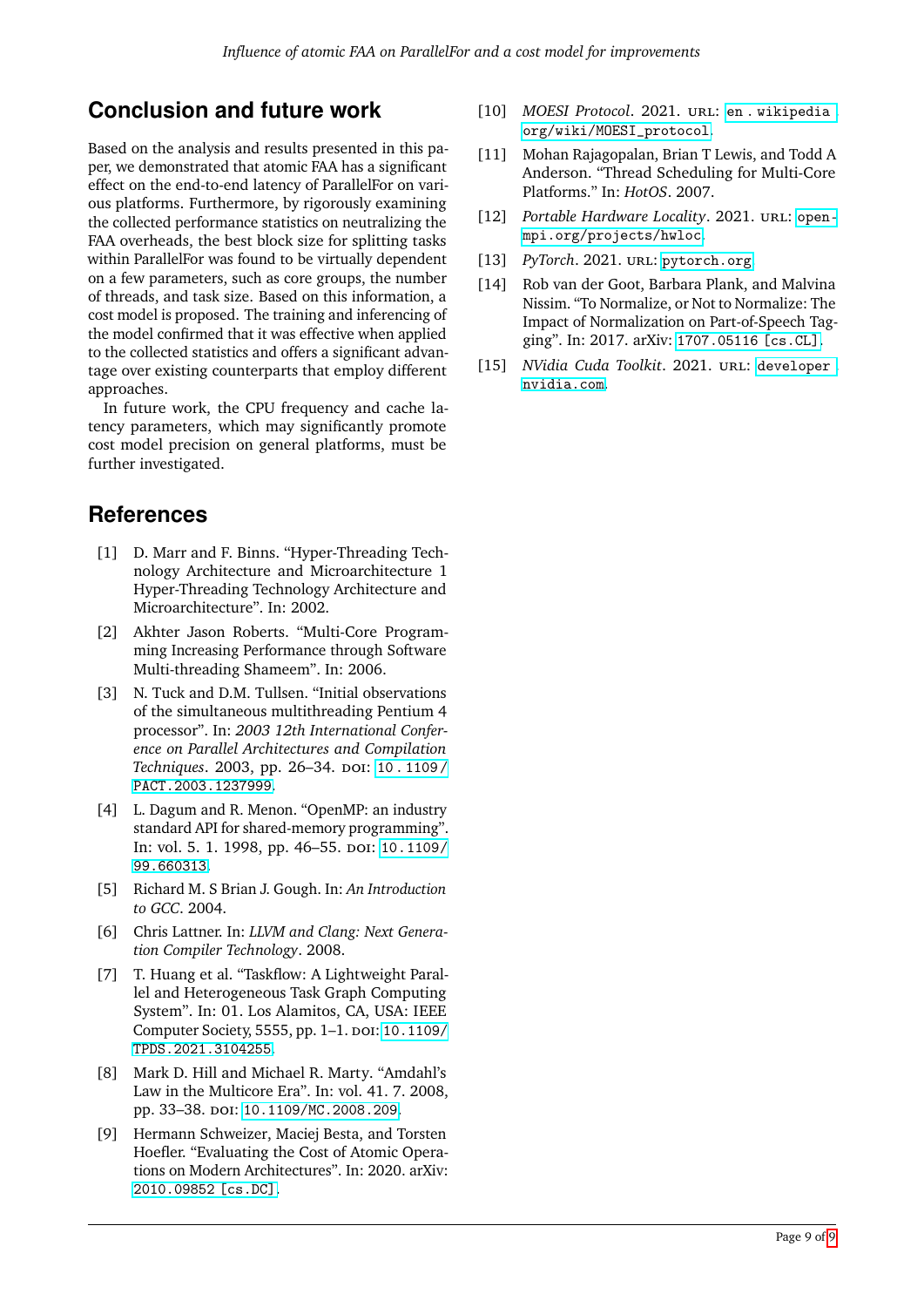## Conclusion and future work

Based on the analysis and results presented in this paper, we demonstrated that atomic FAA has a significant effect on the end-to-end latency of ParallelFor on various platforms. Furthermore, by rigorously examining the collected performance statistics on neutralizing the FAA overheads, the best block size for splitting tasks within ParallelFor was found to be virtually dependent on a few parameters, such as core groups, the number of threads, and task size. Based on this information, a cost model is proposed. The training and inferencing of the model confirmed that it was effective when applied to the collected statistics and offers a significant advantage over existing counterparts that employ different approaches.

In future work, the CPU frequency and cache latency parameters, which may significantly promote cost model precision on general platforms, must be further investigated.

## References

[1] D. Marr and F. Binns. "Hyper-Threading Technology Architecture and Microarchitecture 1 Hyper-Threading Technology Architecture and Microarchitecture". In: 2002.

[2] Akhter Jason Roberts. "Multi-Core Programming Increasing Performance through Software Multi-threading Shameem". In: 2006.

[3] N. Tuck and D.M. Tullsen. "Initial observations of the simultaneous multithreading Pentium 4 processor". In: *2003 12th International Conference on Parallel Architectures and Compilation Techniques*. 2003, pp. 26–34. DOI: 10.1109/PACT.2003.1237999.

[4] L. Dagum and R. Menon. "OpenMP: an industry standard API for shared-memory programming". In: vol. 5. 1. 1998, pp. 46–55. DOI: 10.1109/99.660313.

[5] Richard M. S Brian J. Gough. In: *An Introduction to GCC*. 2004.

[6] Chris Lattner. In: *LLVM and Clang: Next Generation Compiler Technology*. 2008.

[7] T. Huang et al. "Taskflow: A Lightweight Parallel and Heterogeneous Task Graph Computing System". In: 01. Los Alamitos, CA, USA: IEEE Computer Society, 5555, pp. 1–1. DOI: 10.1109/TPDS.2021.3104255.

[8] Mark D. Hill and Michael R. Marty. "Amdahl's Law in the Multicore Era". In: vol. 41. 7. 2008, pp. 33–38. DOI: 10.1109/MC.2008.209.

[9] Hermann Schweizer, Maciej Besta, and Torsten Hoefler. "Evaluating the Cost of Atomic Operations on Modern Architectures". In: 2020. arXiv: 2010.09852 [cs.DC].

[10] *MOESI Protocol*. 2021. URL: en.wikipedia.org/wiki/MOESI_protocol.

[11] Mohan Rajagopalan, Brian T Lewis, and Todd A Anderson. "Thread Scheduling for Multi-Core Platforms." In: *HotOS*. 2007.

[12] *Portable Hardware Locality*. 2021. URL: open-mpi.org/projects/hwloc.

[13] *PyTorch*. 2021. URL: pytorch.org.

[14] Rob van der Goot, Barbara Plank, and Malvina Nissim. "To Normalize, or Not to Normalize: The Impact of Normalization on Part-of-Speech Tagging". In: 2017. arXiv: 1707.05116 [cs.CL].

[15] *NVidia Cuda Toolkit*. 2021. URL: developer.nvidia.com.